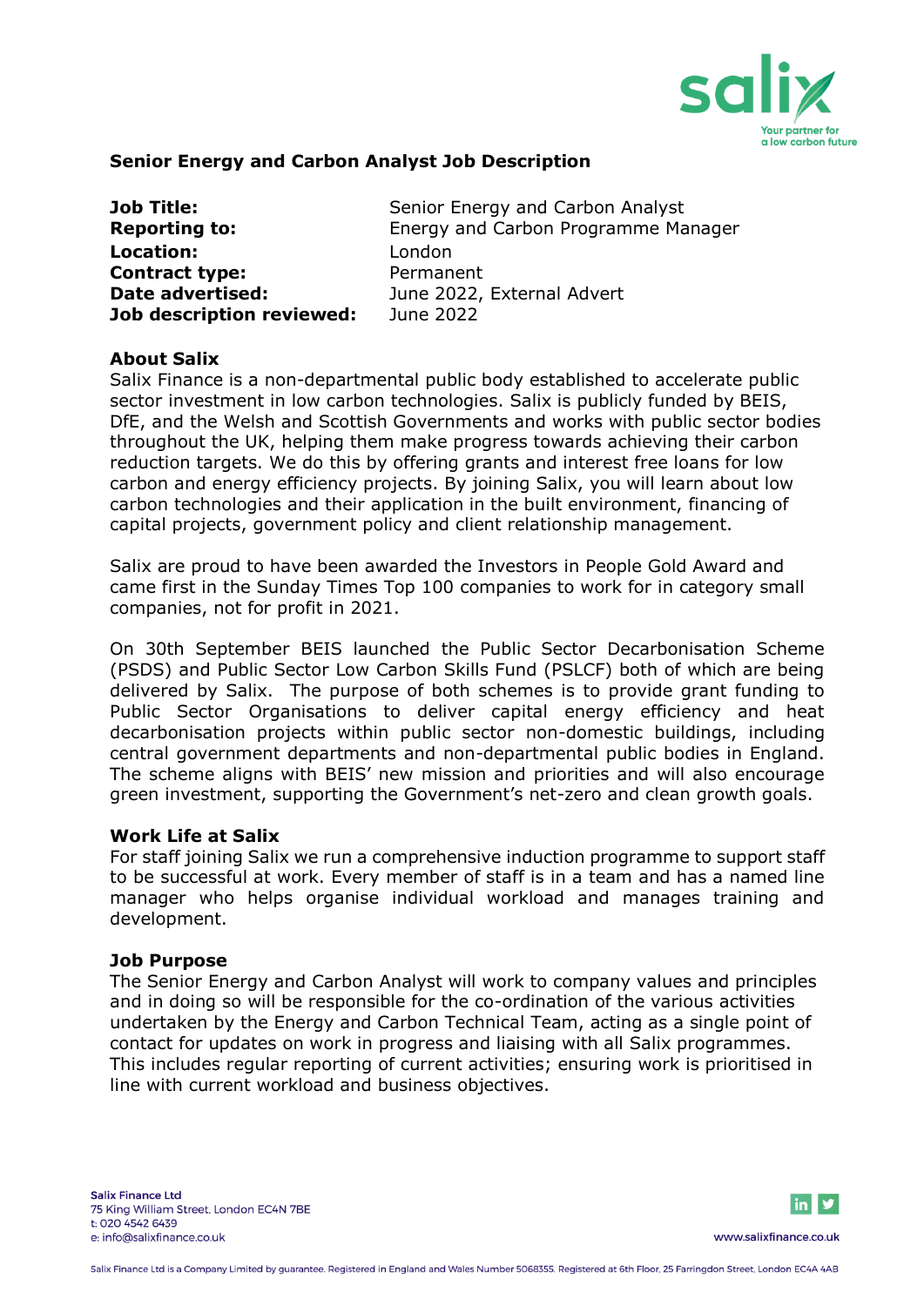# Senior Energy and Carbon Analyst Job Description

| | |
|---|---|
| **Job Title:** | Senior Energy and Carbon Analyst |
| **Reporting to:** | Energy and Carbon Programme Manager |
| **Location:** | London |
| **Contract type:** | Permanent |
| **Date advertised:** | June 2022, External Advert |
| **Job description reviewed:** | June 2022 |

## About Salix

Salix Finance is a non-departmental public body established to accelerate public sector investment in low carbon technologies. Salix is publicly funded by BEIS, DfE, and the Welsh and Scottish Governments and works with public sector bodies throughout the UK, helping them make progress towards achieving their carbon reduction targets. We do this by offering grants and interest free loans for low carbon and energy efficiency projects. By joining Salix, you will learn about low carbon technologies and their application in the built environment, financing of capital projects, government policy and client relationship management.

Salix are proud to have been awarded the Investors in People Gold Award and came first in the Sunday Times Top 100 companies to work for in category small companies, not for profit in 2021.

On 30th September BEIS launched the Public Sector Decarbonisation Scheme (PSDS) and Public Sector Low Carbon Skills Fund (PSLCF) both of which are being delivered by Salix. The purpose of both schemes is to provide grant funding to Public Sector Organisations to deliver capital energy efficiency and heat decarbonisation projects within public sector non-domestic buildings, including central government departments and non-departmental public bodies in England. The scheme aligns with BEIS' new mission and priorities and will also encourage green investment, supporting the Government's net-zero and clean growth goals.

## Work Life at Salix

For staff joining Salix we run a comprehensive induction programme to support staff to be successful at work. Every member of staff is in a team and has a named line manager who helps organise individual workload and manages training and development.

## Job Purpose

The Senior Energy and Carbon Analyst will work to company values and principles and in doing so will be responsible for the co-ordination of the various activities undertaken by the Energy and Carbon Technical Team, acting as a single point of contact for updates on work in progress and liaising with all Salix programmes. This includes regular reporting of current activities; ensuring work is prioritised in line with current workload and business objectives.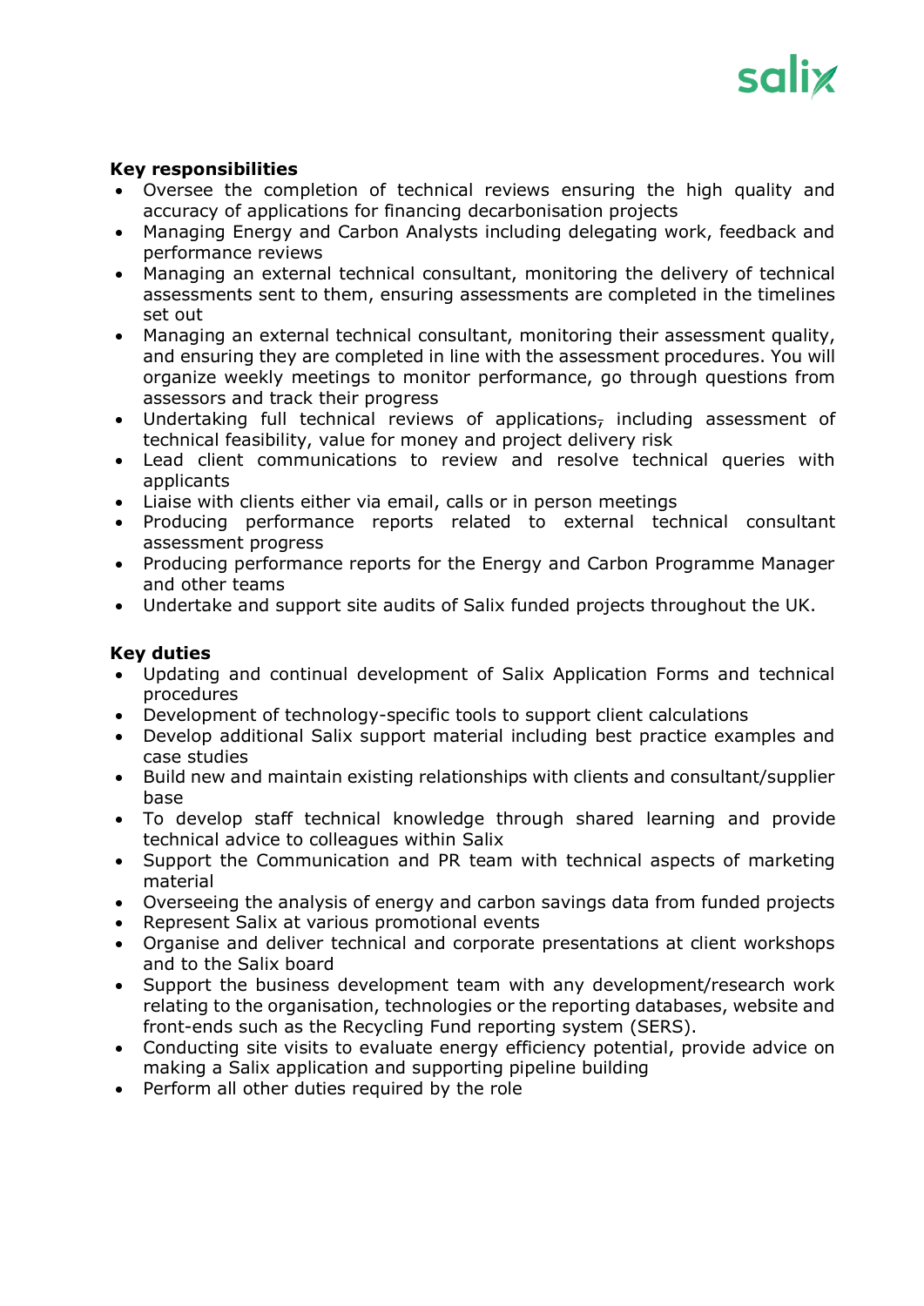**Key responsibilities**

- Oversee the completion of technical reviews ensuring the high quality and accuracy of applications for financing decarbonisation projects
- Managing Energy and Carbon Analysts including delegating work, feedback and performance reviews
- Managing an external technical consultant, monitoring the delivery of technical assessments sent to them, ensuring assessments are completed in the timelines set out
- Managing an external technical consultant, monitoring their assessment quality, and ensuring they are completed in line with the assessment procedures. You will organize weekly meetings to monitor performance, go through questions from assessors and track their progress
- Undertaking full technical reviews of applications, including assessment of technical feasibility, value for money and project delivery risk
- Lead client communications to review and resolve technical queries with applicants
- Liaise with clients either via email, calls or in person meetings
- Producing performance reports related to external technical consultant assessment progress
- Producing performance reports for the Energy and Carbon Programme Manager and other teams
- Undertake and support site audits of Salix funded projects throughout the UK.

**Key duties**

- Updating and continual development of Salix Application Forms and technical procedures
- Development of technology-specific tools to support client calculations
- Develop additional Salix support material including best practice examples and case studies
- Build new and maintain existing relationships with clients and consultant/supplier base
- To develop staff technical knowledge through shared learning and provide technical advice to colleagues within Salix
- Support the Communication and PR team with technical aspects of marketing material
- Overseeing the analysis of energy and carbon savings data from funded projects
- Represent Salix at various promotional events
- Organise and deliver technical and corporate presentations at client workshops and to the Salix board
- Support the business development team with any development/research work relating to the organisation, technologies or the reporting databases, website and front-ends such as the Recycling Fund reporting system (SERS).
- Conducting site visits to evaluate energy efficiency potential, provide advice on making a Salix application and supporting pipeline building
- Perform all other duties required by the role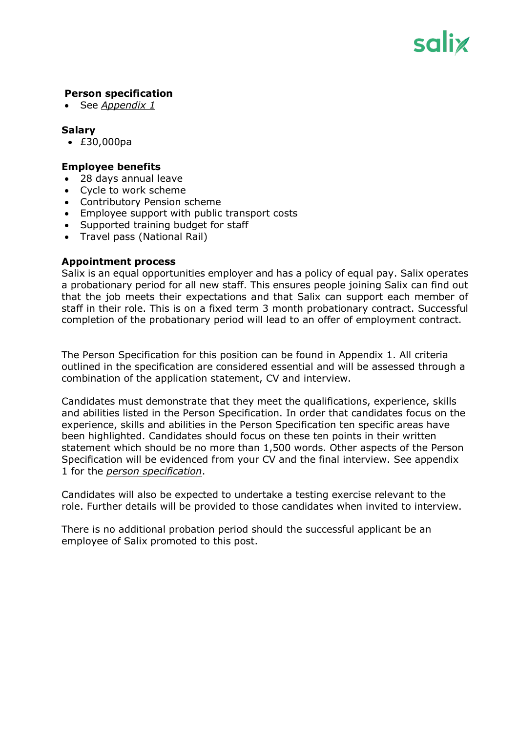**Person specification**

- See *Appendix 1*

**Salary**

- £30,000pa

**Employee benefits**

- 28 days annual leave
- Cycle to work scheme
- Contributory Pension scheme
- Employee support with public transport costs
- Supported training budget for staff
- Travel pass (National Rail)

**Appointment process**

Salix is an equal opportunities employer and has a policy of equal pay. Salix operates a probationary period for all new staff. This ensures people joining Salix can find out that the job meets their expectations and that Salix can support each member of staff in their role. This is on a fixed term 3 month probationary contract. Successful completion of the probationary period will lead to an offer of employment contract.

The Person Specification for this position can be found in Appendix 1. All criteria outlined in the specification are considered essential and will be assessed through a combination of the application statement, CV and interview.

Candidates must demonstrate that they meet the qualifications, experience, skills and abilities listed in the Person Specification. In order that candidates focus on the experience, skills and abilities in the Person Specification ten specific areas have been highlighted. Candidates should focus on these ten points in their written statement which should be no more than 1,500 words. Other aspects of the Person Specification will be evidenced from your CV and the final interview. See appendix 1 for the *person specification*.

Candidates will also be expected to undertake a testing exercise relevant to the role. Further details will be provided to those candidates when invited to interview.

There is no additional probation period should the successful applicant be an employee of Salix promoted to this post.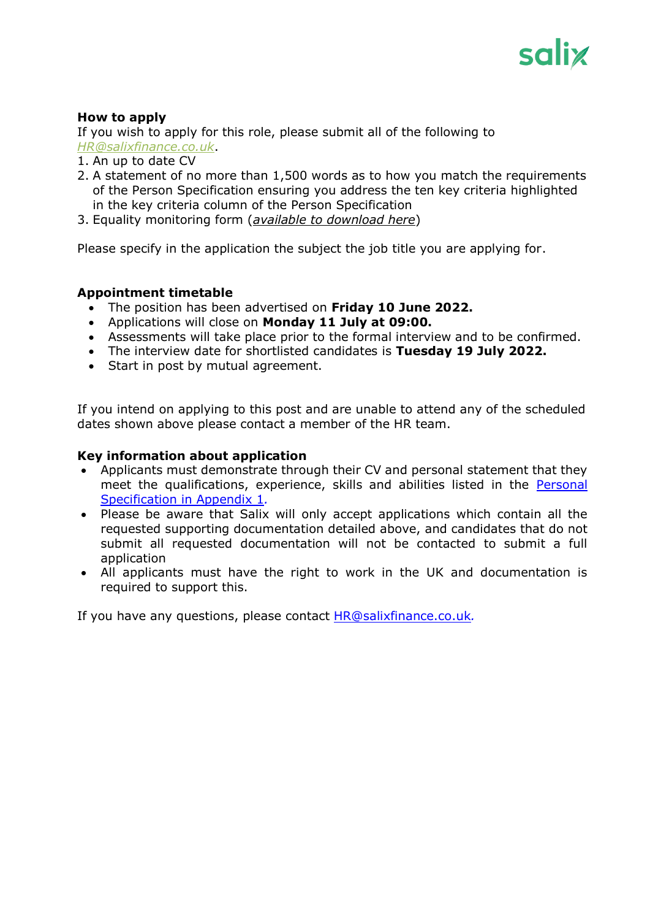**How to apply**

If you wish to apply for this role, please submit all of the following to *HR@salixfinance.co.uk*.

1. An up to date CV
2. A statement of no more than 1,500 words as to how you match the requirements of the Person Specification ensuring you address the ten key criteria highlighted in the key criteria column of the Person Specification
3. Equality monitoring form (*available to download here*)

Please specify in the application the subject the job title you are applying for.

**Appointment timetable**

- The position has been advertised on **Friday 10 June 2022.**
- Applications will close on **Monday 11 July at 09:00.**
- Assessments will take place prior to the formal interview and to be confirmed.
- The interview date for shortlisted candidates is **Tuesday 19 July 2022.**
- Start in post by mutual agreement.

If you intend on applying to this post and are unable to attend any of the scheduled dates shown above please contact a member of the HR team.

**Key information about application**

- Applicants must demonstrate through their CV and personal statement that they meet the qualifications, experience, skills and abilities listed in the Personal Specification in Appendix 1.
- Please be aware that Salix will only accept applications which contain all the requested supporting documentation detailed above, and candidates that do not submit all requested documentation will not be contacted to submit a full application
- All applicants must have the right to work in the UK and documentation is required to support this.

If you have any questions, please contact HR@salixfinance.co.uk.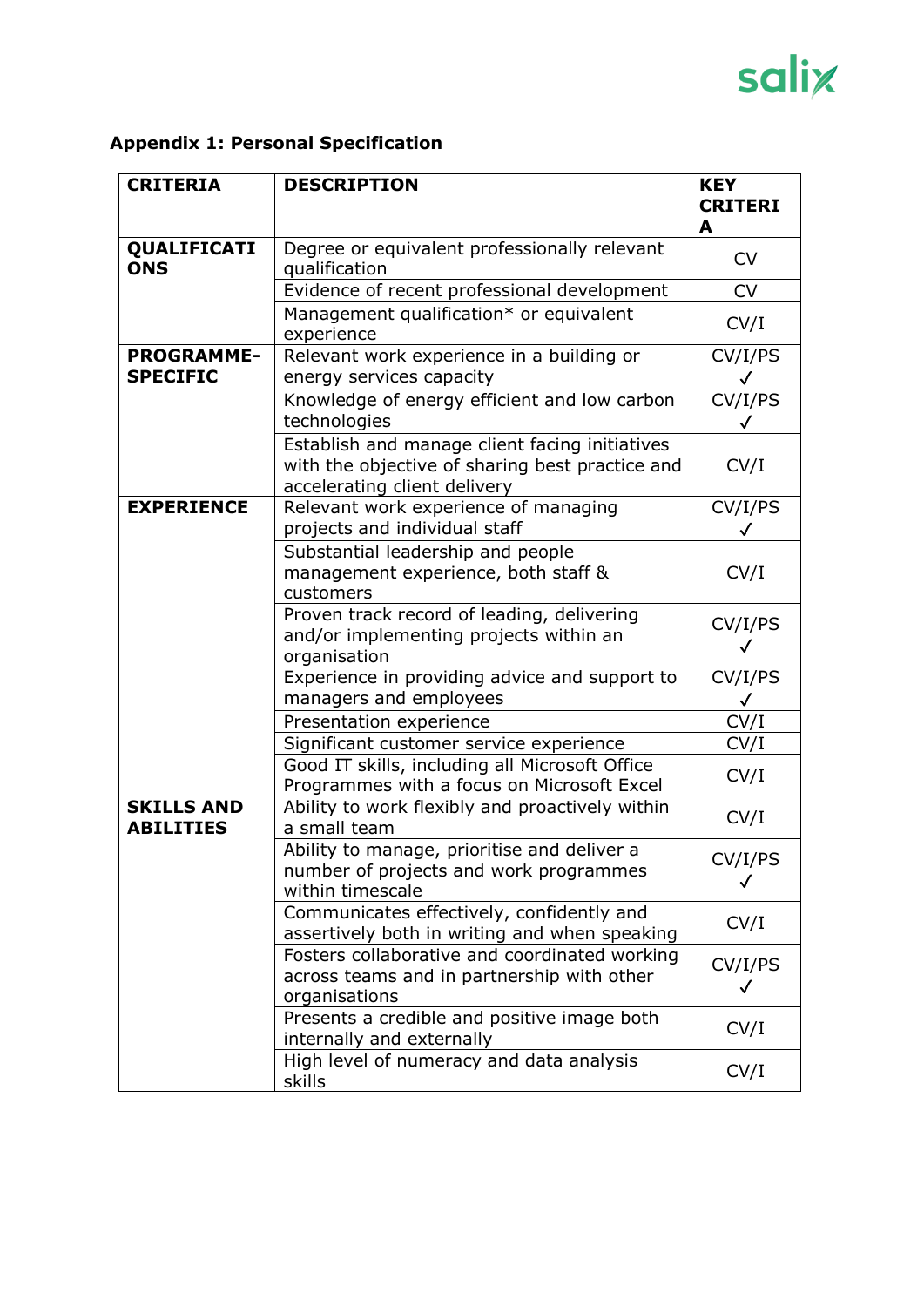## Appendix 1: Personal Specification

| CRITERIA | DESCRIPTION | KEY CRITERIA |
|---|---|---|
| QUALIFICATIONS | Degree or equivalent professionally relevant qualification | CV |
| | Evidence of recent professional development | CV |
| | Management qualification* or equivalent experience | CV/I |
| PROGRAMME-SPECIFIC | Relevant work experience in a building or energy services capacity | CV/I/PS ✓ |
| | Knowledge of energy efficient and low carbon technologies | CV/I/PS ✓ |
| | Establish and manage client facing initiatives with the objective of sharing best practice and accelerating client delivery | CV/I |
| EXPERIENCE | Relevant work experience of managing projects and individual staff | CV/I/PS ✓ |
| | Substantial leadership and people management experience, both staff & customers | CV/I |
| | Proven track record of leading, delivering and/or implementing projects within an organisation | CV/I/PS ✓ |
| | Experience in providing advice and support to managers and employees | CV/I/PS ✓ |
| | Presentation experience | CV/I |
| | Significant customer service experience | CV/I |
| | Good IT skills, including all Microsoft Office Programmes with a focus on Microsoft Excel | CV/I |
| SKILLS AND ABILITIES | Ability to work flexibly and proactively within a small team | CV/I |
| | Ability to manage, prioritise and deliver a number of projects and work programmes within timescale | CV/I/PS ✓ |
| | Communicates effectively, confidently and assertively both in writing and when speaking | CV/I |
| | Fosters collaborative and coordinated working across teams and in partnership with other organisations | CV/I/PS ✓ |
| | Presents a credible and positive image both internally and externally | CV/I |
| | High level of numeracy and data analysis skills | CV/I |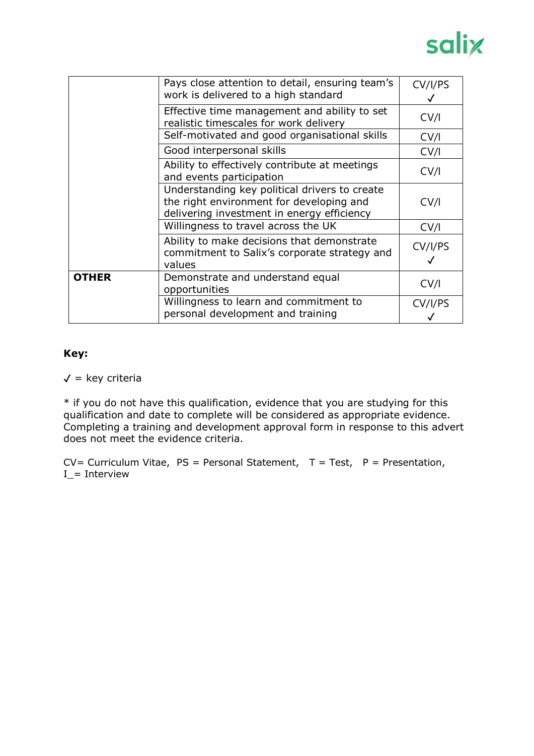| | | |
|---|---|---|
| | Pays close attention to detail, ensuring team's work is delivered to a high standard | CV/I/PS ✓ |
| | Effective time management and ability to set realistic timescales for work delivery | CV/I |
| | Self-motivated and good organisational skills | CV/I |
| | Good interpersonal skills | CV/I |
| | Ability to effectively contribute at meetings and events participation | CV/I |
| | Understanding key political drivers to create the right environment for developing and delivering investment in energy efficiency | CV/I |
| | Willingness to travel across the UK | CV/I |
| | Ability to make decisions that demonstrate commitment to Salix's corporate strategy and values | CV/I/PS ✓ |
| **OTHER** | Demonstrate and understand equal opportunities | CV/I |
| | Willingness to learn and commitment to personal development and training | CV/I/PS ✓ |

**Key:**

✓ = key criteria

* if you do not have this qualification, evidence that you are studying for this qualification and date to complete will be considered as appropriate evidence. Completing a training and development approval form in response to this advert does not meet the evidence criteria.

CV= Curriculum Vitae, PS = Personal Statement, T = Test, P = Presentation, I_= Interview